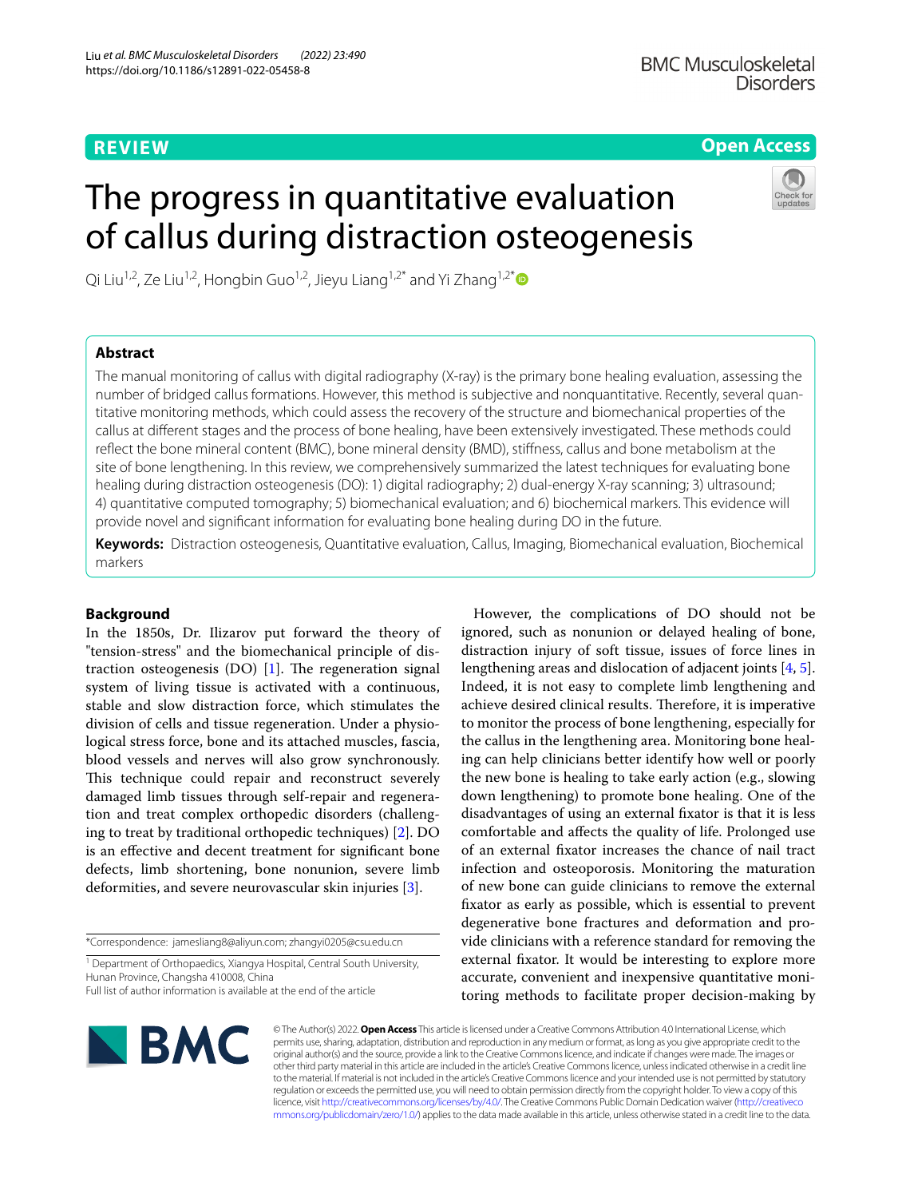REVIEW

Open Access

# The progress in quantitative evaluation of callus during distraction osteogenesis

Qi Liu[1,2], Ze Liu[1,2], Hongbin Guo[1,2], Jieyu Liang[1,2*] and Yi Zhang[1,2*]

## Abstract

The manual monitoring of callus with digital radiography (X-ray) is the primary bone healing evaluation, assessing the number of bridged callus formations. However, this method is subjective and nonquantitative. Recently, several quantitative monitoring methods, which could assess the recovery of the structure and biomechanical properties of the callus at different stages and the process of bone healing, have been extensively investigated. These methods could reflect the bone mineral content (BMC), bone mineral density (BMD), stiffness, callus and bone metabolism at the site of bone lengthening. In this review, we comprehensively summarized the latest techniques for evaluating bone healing during distraction osteogenesis (DO): 1) digital radiography; 2) dual-energy X-ray scanning; 3) ultrasound; 4) quantitative computed tomography; 5) biomechanical evaluation; and 6) biochemical markers. This evidence will provide novel and significant information for evaluating bone healing during DO in the future.

**Keywords:** Distraction osteogenesis, Quantitative evaluation, Callus, Imaging, Biomechanical evaluation, Biochemical markers

## Background

In the 1850s, Dr. Ilizarov put forward the theory of "tension-stress" and the biomechanical principle of distraction osteogenesis (DO) [1]. The regeneration signal system of living tissue is activated with a continuous, stable and slow distraction force, which stimulates the division of cells and tissue regeneration. Under a physiological stress force, bone and its attached muscles, fascia, blood vessels and nerves will also grow synchronously. This technique could repair and reconstruct severely damaged limb tissues through self-repair and regeneration and treat complex orthopedic disorders (challenging to treat by traditional orthopedic techniques) [2]. DO is an effective and decent treatment for significant bone defects, limb shortening, bone nonunion, severe limb deformities, and severe neurovascular skin injuries [3].

However, the complications of DO should not be ignored, such as nonunion or delayed healing of bone, distraction injury of soft tissue, issues of force lines in lengthening areas and dislocation of adjacent joints [4, 5]. Indeed, it is not easy to complete limb lengthening and achieve desired clinical results. Therefore, it is imperative to monitor the process of bone lengthening, especially for the callus in the lengthening area. Monitoring bone healing can help clinicians better identify how well or poorly the new bone is healing to take early action (e.g., slowing down lengthening) to promote bone healing. One of the disadvantages of using an external fixator is that it is less comfortable and affects the quality of life. Prolonged use of an external fixator increases the chance of nail tract infection and osteoporosis. Monitoring the maturation of new bone can guide clinicians to remove the external fixator as early as possible, which is essential to prevent degenerative bone fractures and deformation and provide clinicians with a reference standard for removing the external fixator. It would be interesting to explore more accurate, convenient and inexpensive quantitative monitoring methods to facilitate proper decision-making by

*Correspondence: jamesliang8@aliyun.com; zhangyi0205@csu.edu.cn

[1] Department of Orthopaedics, Xiangya Hospital, Central South University, Hunan Province, Changsha 410008, China

Full list of author information is available at the end of the article

© The Author(s) 2022. **Open Access** This article is licensed under a Creative Commons Attribution 4.0 International License, which permits use, sharing, adaptation, distribution and reproduction in any medium or format, as long as you give appropriate credit to the original author(s) and the source, provide a link to the Creative Commons licence, and indicate if changes were made. The images or other third party material in this article are included in the article's Creative Commons licence, unless indicated otherwise in a credit line to the material. If material is not included in the article's Creative Commons licence and your intended use is not permitted by statutory regulation or exceeds the permitted use, you will need to obtain permission directly from the copyright holder. To view a copy of this licence, visit http://creativecommons.org/licenses/by/4.0/. The Creative Commons Public Domain Dedication waiver (http://creativecommons.org/publicdomain/zero/1.0/) applies to the data made available in this article, unless otherwise stated in a credit line to the data.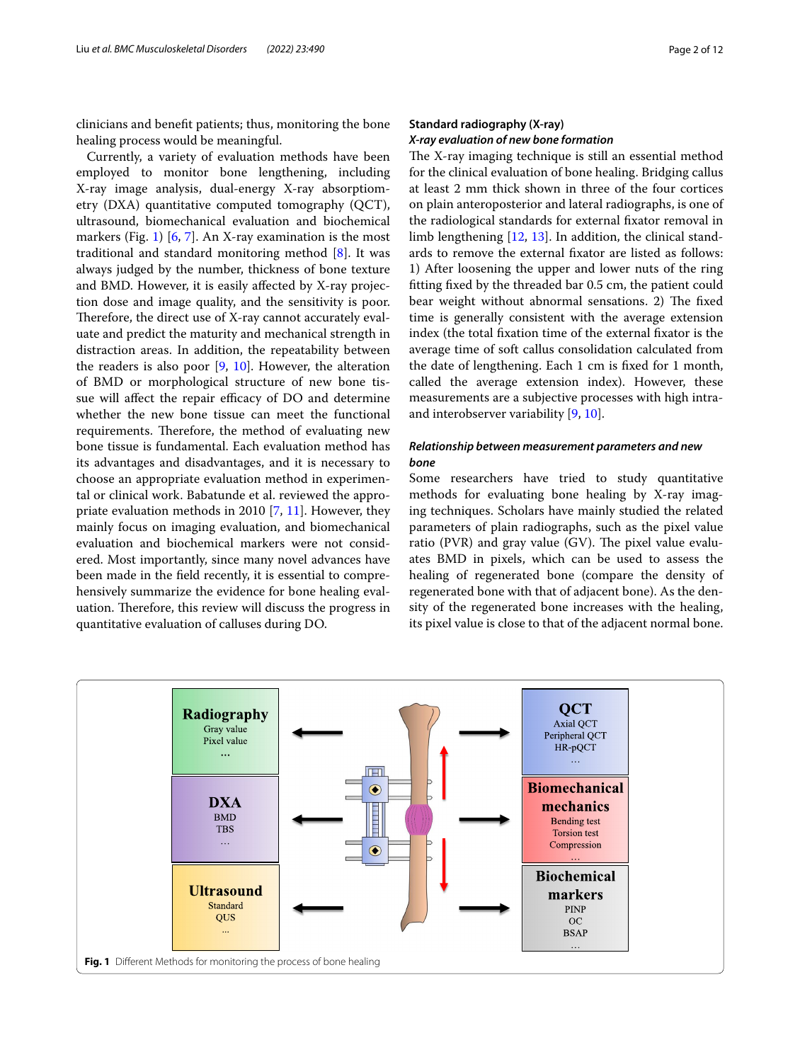clinicians and benefit patients; thus, monitoring the bone healing process would be meaningful.

Currently, a variety of evaluation methods have been employed to monitor bone lengthening, including X-ray image analysis, dual-energy X-ray absorptiometry (DXA) quantitative computed tomography (QCT), ultrasound, biomechanical evaluation and biochemical markers (Fig. 1) [6, 7]. An X-ray examination is the most traditional and standard monitoring method [8]. It was always judged by the number, thickness of bone texture and BMD. However, it is easily affected by X-ray projection dose and image quality, and the sensitivity is poor. Therefore, the direct use of X-ray cannot accurately evaluate and predict the maturity and mechanical strength in distraction areas. In addition, the repeatability between the readers is also poor [9, 10]. However, the alteration of BMD or morphological structure of new bone tissue will affect the repair efficacy of DO and determine whether the new bone tissue can meet the functional requirements. Therefore, the method of evaluating new bone tissue is fundamental. Each evaluation method has its advantages and disadvantages, and it is necessary to choose an appropriate evaluation method in experimental or clinical work. Babatunde et al. reviewed the appropriate evaluation methods in 2010 [7, 11]. However, they mainly focus on imaging evaluation, and biomechanical evaluation and biochemical markers were not considered. Most importantly, since many novel advances have been made in the field recently, it is essential to comprehensively summarize the evidence for bone healing evaluation. Therefore, this review will discuss the progress in quantitative evaluation of calluses during DO.

## Standard radiography (X-ray)

### *X-ray evaluation of new bone formation*

The X-ray imaging technique is still an essential method for the clinical evaluation of bone healing. Bridging callus at least 2 mm thick shown in three of the four cortices on plain anteroposterior and lateral radiographs, is one of the radiological standards for external fixator removal in limb lengthening [12, 13]. In addition, the clinical standards to remove the external fixator are listed as follows: 1) After loosening the upper and lower nuts of the ring fitting fixed by the threaded bar 0.5 cm, the patient could bear weight without abnormal sensations. 2) The fixed time is generally consistent with the average extension index (the total fixation time of the external fixator is the average time of soft callus consolidation calculated from the date of lengthening. Each 1 cm is fixed for 1 month, called the average extension index). However, these measurements are a subjective processes with high intra- and interobserver variability [9, 10].

### *Relationship between measurement parameters and new bone*

Some researchers have tried to study quantitative methods for evaluating bone healing by X-ray imaging techniques. Scholars have mainly studied the related parameters of plain radiographs, such as the pixel value ratio (PVR) and gray value (GV). The pixel value evaluates BMD in pixels, which can be used to assess the healing of regenerated bone (compare the density of regenerated bone with that of adjacent bone). As the density of the regenerated bone increases with the healing, its pixel value is close to that of the adjacent normal bone.

**Fig. 1** Different Methods for monitoring the process of bone healing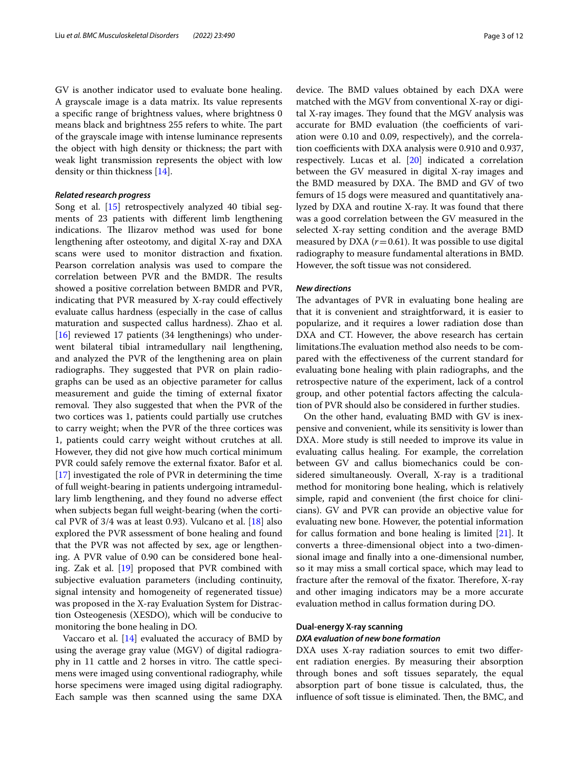GV is another indicator used to evaluate bone healing. A grayscale image is a data matrix. Its value represents a specific range of brightness values, where brightness 0 means black and brightness 255 refers to white. The part of the grayscale image with intense luminance represents the object with high density or thickness; the part with weak light transmission represents the object with low density or thin thickness [14].

### *Related research progress*

Song et al. [15] retrospectively analyzed 40 tibial segments of 23 patients with different limb lengthening indications. The Ilizarov method was used for bone lengthening after osteotomy, and digital X-ray and DXA scans were used to monitor distraction and fixation. Pearson correlation analysis was used to compare the correlation between PVR and the BMDR. The results showed a positive correlation between BMDR and PVR, indicating that PVR measured by X-ray could effectively evaluate callus hardness (especially in the case of callus maturation and suspected callus hardness). Zhao et al. [16] reviewed 17 patients (34 lengthenings) who underwent bilateral tibial intramedullary nail lengthening, and analyzed the PVR of the lengthening area on plain radiographs. They suggested that PVR on plain radiographs can be used as an objective parameter for callus measurement and guide the timing of external fixator removal. They also suggested that when the PVR of the two cortices was 1, patients could partially use crutches to carry weight; when the PVR of the three cortices was 1, patients could carry weight without crutches at all. However, they did not give how much cortical minimum PVR could safely remove the external fixator. Bafor et al. [17] investigated the role of PVR in determining the time of full weight-bearing in patients undergoing intramedullary limb lengthening, and they found no adverse effect when subjects began full weight-bearing (when the cortical PVR of 3/4 was at least 0.93). Vulcano et al. [18] also explored the PVR assessment of bone healing and found that the PVR was not affected by sex, age or lengthening. A PVR value of 0.90 can be considered bone healing. Zak et al. [19] proposed that PVR combined with subjective evaluation parameters (including continuity, signal intensity and homogeneity of regenerated tissue) was proposed in the X-ray Evaluation System for Distraction Osteogenesis (XESDO), which will be conducive to monitoring the bone healing in DO.

Vaccaro et al. [14] evaluated the accuracy of BMD by using the average gray value (MGV) of digital radiography in 11 cattle and 2 horses in vitro. The cattle specimens were imaged using conventional radiography, while horse specimens were imaged using digital radiography. Each sample was then scanned using the same DXA device. The BMD values obtained by each DXA were matched with the MGV from conventional X-ray or digital X-ray images. They found that the MGV analysis was accurate for BMD evaluation (the coefficients of variation were 0.10 and 0.09, respectively), and the correlation coefficients with DXA analysis were 0.910 and 0.937, respectively. Lucas et al. [20] indicated a correlation between the GV measured in digital X-ray images and the BMD measured by DXA. The BMD and GV of two femurs of 15 dogs were measured and quantitatively analyzed by DXA and routine X-ray. It was found that there was a good correlation between the GV measured in the selected X-ray setting condition and the average BMD measured by DXA ($r=0.61$). It was possible to use digital radiography to measure fundamental alterations in BMD. However, the soft tissue was not considered.

### *New directions*

The advantages of PVR in evaluating bone healing are that it is convenient and straightforward, it is easier to popularize, and it requires a lower radiation dose than DXA and CT. However, the above research has certain limitations.The evaluation method also needs to be compared with the effectiveness of the current standard for evaluating bone healing with plain radiographs, and the retrospective nature of the experiment, lack of a control group, and other potential factors affecting the calculation of PVR should also be considered in further studies.

On the other hand, evaluating BMD with GV is inexpensive and convenient, while its sensitivity is lower than DXA. More study is still needed to improve its value in evaluating callus healing. For example, the correlation between GV and callus biomechanics could be considered simultaneously. Overall, X-ray is a traditional method for monitoring bone healing, which is relatively simple, rapid and convenient (the first choice for clinicians). GV and PVR can provide an objective value for evaluating new bone. However, the potential information for callus formation and bone healing is limited [21]. It converts a three-dimensional object into a two-dimensional image and finally into a one-dimensional number, so it may miss a small cortical space, which may lead to fracture after the removal of the fixator. Therefore, X-ray and other imaging indicators may be a more accurate evaluation method in callus formation during DO.

## Dual-energy X-ray scanning

### *DXA evaluation of new bone formation*

DXA uses X-ray radiation sources to emit two different radiation energies. By measuring their absorption through bones and soft tissues separately, the equal absorption part of bone tissue is calculated, thus, the influence of soft tissue is eliminated. Then, the BMC, and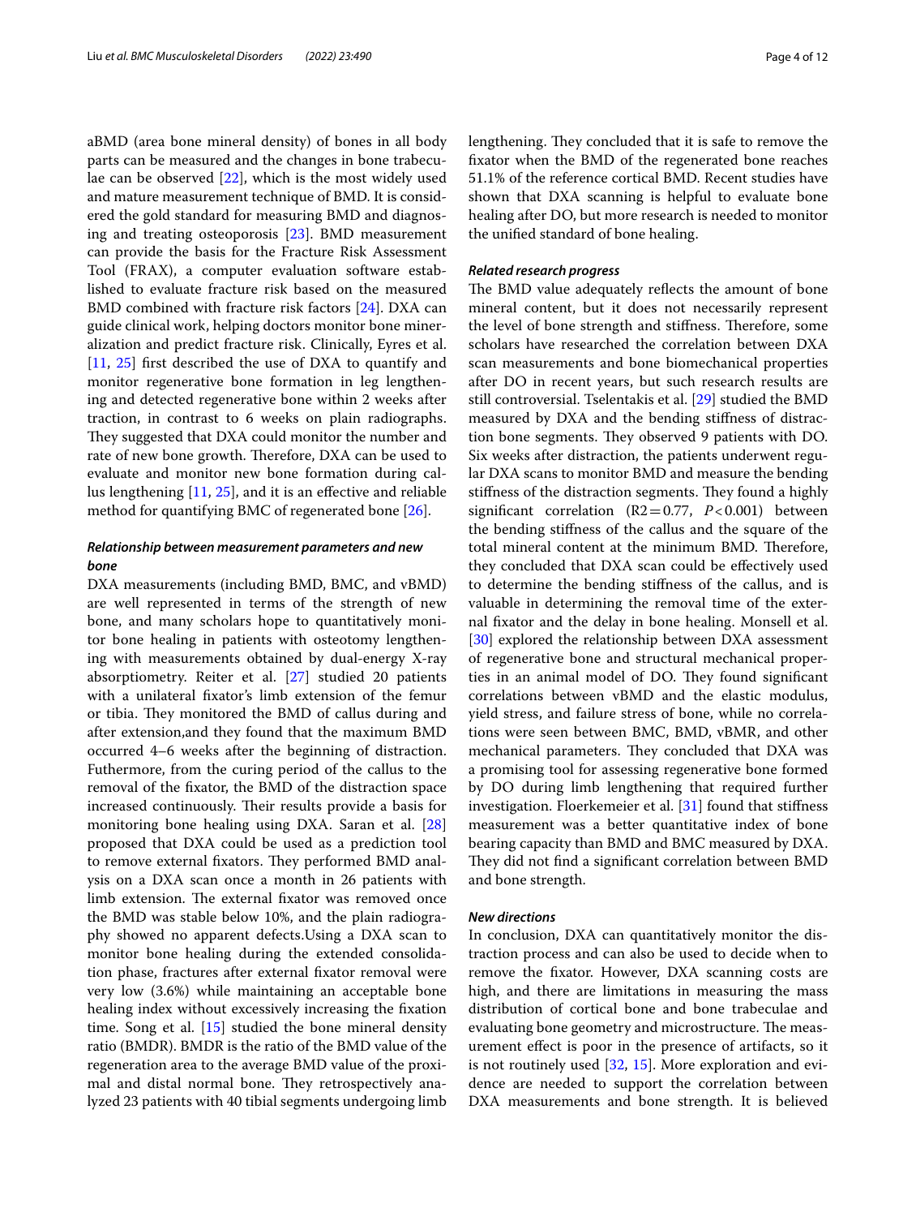aBMD (area bone mineral density) of bones in all body parts can be measured and the changes in bone trabeculae can be observed [22], which is the most widely used and mature measurement technique of BMD. It is considered the gold standard for measuring BMD and diagnosing and treating osteoporosis [23]. BMD measurement can provide the basis for the Fracture Risk Assessment Tool (FRAX), a computer evaluation software established to evaluate fracture risk based on the measured BMD combined with fracture risk factors [24]. DXA can guide clinical work, helping doctors monitor bone mineralization and predict fracture risk. Clinically, Eyres et al. [11, 25] first described the use of DXA to quantify and monitor regenerative bone formation in leg lengthening and detected regenerative bone within 2 weeks after traction, in contrast to 6 weeks on plain radiographs. They suggested that DXA could monitor the number and rate of new bone growth. Therefore, DXA can be used to evaluate and monitor new bone formation during callus lengthening [11, 25], and it is an effective and reliable method for quantifying BMC of regenerated bone [26].

### *Relationship between measurement parameters and new bone*

DXA measurements (including BMD, BMC, and vBMD) are well represented in terms of the strength of new bone, and many scholars hope to quantitatively monitor bone healing in patients with osteotomy lengthening with measurements obtained by dual-energy X-ray absorptiometry. Reiter et al. [27] studied 20 patients with a unilateral fixator's limb extension of the femur or tibia. They monitored the BMD of callus during and after extension,and they found that the maximum BMD occurred 4–6 weeks after the beginning of distraction. Futhermore, from the curing period of the callus to the removal of the fixator, the BMD of the distraction space increased continuously. Their results provide a basis for monitoring bone healing using DXA. Saran et al. [28] proposed that DXA could be used as a prediction tool to remove external fixators. They performed BMD analysis on a DXA scan once a month in 26 patients with limb extension. The external fixator was removed once the BMD was stable below 10%, and the plain radiography showed no apparent defects.Using a DXA scan to monitor bone healing during the extended consolidation phase, fractures after external fixator removal were very low (3.6%) while maintaining an acceptable bone healing index without excessively increasing the fixation time. Song et al. [15] studied the bone mineral density ratio (BMDR). BMDR is the ratio of the BMD value of the regeneration area to the average BMD value of the proximal and distal normal bone. They retrospectively analyzed 23 patients with 40 tibial segments undergoing limb lengthening. They concluded that it is safe to remove the fixator when the BMD of the regenerated bone reaches 51.1% of the reference cortical BMD. Recent studies have shown that DXA scanning is helpful to evaluate bone healing after DO, but more research is needed to monitor the unified standard of bone healing.

### *Related research progress*

The BMD value adequately reflects the amount of bone mineral content, but it does not necessarily represent the level of bone strength and stiffness. Therefore, some scholars have researched the correlation between DXA scan measurements and bone biomechanical properties after DO in recent years, but such research results are still controversial. Tselentakis et al. [29] studied the BMD measured by DXA and the bending stiffness of distraction bone segments. They observed 9 patients with DO. Six weeks after distraction, the patients underwent regular DXA scans to monitor BMD and measure the bending stiffness of the distraction segments. They found a highly significant correlation ($R2 = 0.77$, $P < 0.001$) between the bending stiffness of the callus and the square of the total mineral content at the minimum BMD. Therefore, they concluded that DXA scan could be effectively used to determine the bending stiffness of the callus, and is valuable in determining the removal time of the external fixator and the delay in bone healing. Monsell et al. [30] explored the relationship between DXA assessment of regenerative bone and structural mechanical properties in an animal model of DO. They found significant correlations between vBMD and the elastic modulus, yield stress, and failure stress of bone, while no correlations were seen between BMC, BMD, vBMR, and other mechanical parameters. They concluded that DXA was a promising tool for assessing regenerative bone formed by DO during limb lengthening that required further investigation. Floerkemeier et al. [31] found that stiffness measurement was a better quantitative index of bone bearing capacity than BMD and BMC measured by DXA. They did not find a significant correlation between BMD and bone strength.

### *New directions*

In conclusion, DXA can quantitatively monitor the distraction process and can also be used to decide when to remove the fixator. However, DXA scanning costs are high, and there are limitations in measuring the mass distribution of cortical bone and bone trabeculae and evaluating bone geometry and microstructure. The measurement effect is poor in the presence of artifacts, so it is not routinely used [32, 15]. More exploration and evidence are needed to support the correlation between DXA measurements and bone strength. It is believed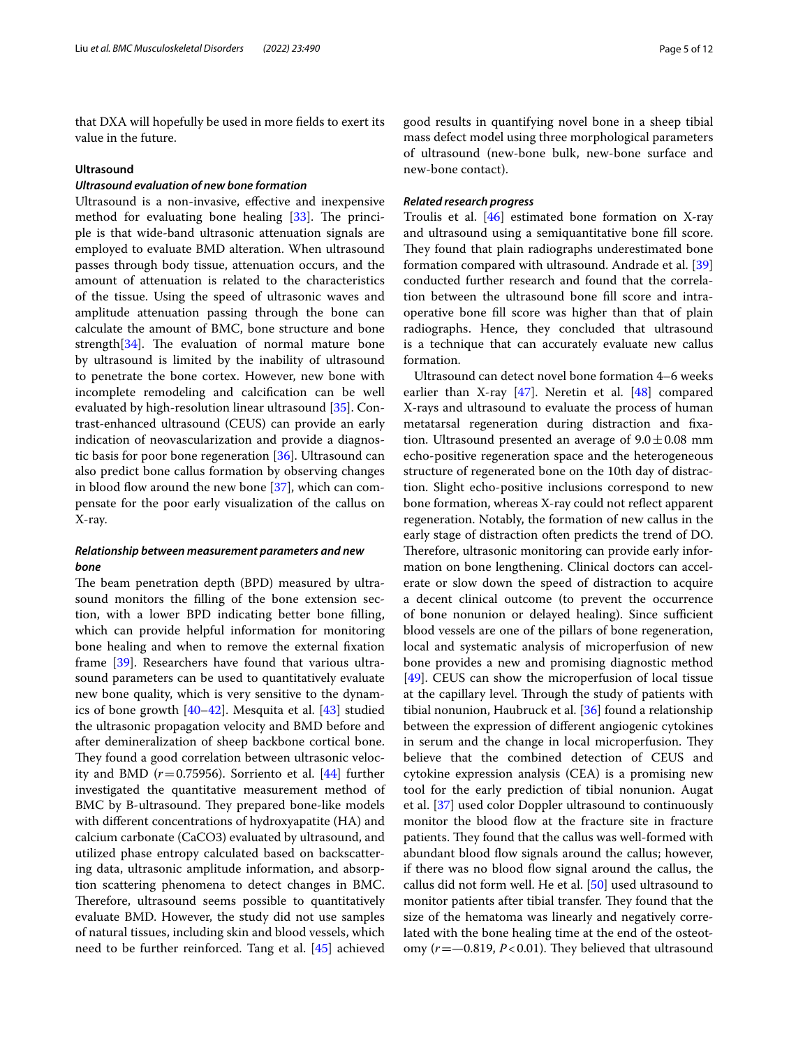that DXA will hopefully be used in more fields to exert its value in the future.

### Ultrasound

#### *Ultrasound evaluation of new bone formation*

Ultrasound is a non-invasive, effective and inexpensive method for evaluating bone healing [33]. The principle is that wide-band ultrasonic attenuation signals are employed to evaluate BMD alteration. When ultrasound passes through body tissue, attenuation occurs, and the amount of attenuation is related to the characteristics of the tissue. Using the speed of ultrasonic waves and amplitude attenuation passing through the bone can calculate the amount of BMC, bone structure and bone strength[34]. The evaluation of normal mature bone by ultrasound is limited by the inability of ultrasound to penetrate the bone cortex. However, new bone with incomplete remodeling and calcification can be well evaluated by high-resolution linear ultrasound [35]. Contrast-enhanced ultrasound (CEUS) can provide an early indication of neovascularization and provide a diagnostic basis for poor bone regeneration [36]. Ultrasound can also predict bone callus formation by observing changes in blood flow around the new bone [37], which can compensate for the poor early visualization of the callus on X-ray.

#### *Relationship between measurement parameters and new bone*

The beam penetration depth (BPD) measured by ultrasound monitors the filling of the bone extension section, with a lower BPD indicating better bone filling, which can provide helpful information for monitoring bone healing and when to remove the external fixation frame [39]. Researchers have found that various ultrasound parameters can be used to quantitatively evaluate new bone quality, which is very sensitive to the dynamics of bone growth [40–42]. Mesquita et al. [43] studied the ultrasonic propagation velocity and BMD before and after demineralization of sheep backbone cortical bone. They found a good correlation between ultrasonic velocity and BMD ($r = 0.75956$). Sorriento et al. [44] further investigated the quantitative measurement method of BMC by B-ultrasound. They prepared bone-like models with different concentrations of hydroxyapatite (HA) and calcium carbonate ($CaCO_3$) evaluated by ultrasound, and utilized phase entropy calculated based on backscattering data, ultrasonic amplitude information, and absorption scattering phenomena to detect changes in BMC. Therefore, ultrasound seems possible to quantitatively evaluate BMD. However, the study did not use samples of natural tissues, including skin and blood vessels, which need to be further reinforced. Tang et al. [45] achieved good results in quantifying novel bone in a sheep tibial mass defect model using three morphological parameters of ultrasound (new-bone bulk, new-bone surface and new-bone contact).

#### *Related research progress*

Troulis et al. [46] estimated bone formation on X-ray and ultrasound using a semiquantitative bone fill score. They found that plain radiographs underestimated bone formation compared with ultrasound. Andrade et al. [39] conducted further research and found that the correlation between the ultrasound bone fill score and intraoperative bone fill score was higher than that of plain radiographs. Hence, they concluded that ultrasound is a technique that can accurately evaluate new callus formation.

Ultrasound can detect novel bone formation 4–6 weeks earlier than X-ray [47]. Neretin et al. [48] compared X-rays and ultrasound to evaluate the process of human metatarsal regeneration during distraction and fixation. Ultrasound presented an average of $9.0 \pm 0.08$ mm echo-positive regeneration space and the heterogeneous structure of regenerated bone on the 10th day of distraction. Slight echo-positive inclusions correspond to new bone formation, whereas X-ray could not reflect apparent regeneration. Notably, the formation of new callus in the early stage of distraction often predicts the trend of DO. Therefore, ultrasonic monitoring can provide early information on bone lengthening. Clinical doctors can accelerate or slow down the speed of distraction to acquire a decent clinical outcome (to prevent the occurrence of bone nonunion or delayed healing). Since sufficient blood vessels are one of the pillars of bone regeneration, local and systematic analysis of microperfusion of new bone provides a new and promising diagnostic method [49]. CEUS can show the microperfusion of local tissue at the capillary level. Through the study of patients with tibial nonunion, Haubruck et al. [36] found a relationship between the expression of different angiogenic cytokines in serum and the change in local microperfusion. They believe that the combined detection of CEUS and cytokine expression analysis (CEA) is a promising new tool for the early prediction of tibial nonunion. Augat et al. [37] used color Doppler ultrasound to continuously monitor the blood flow at the fracture site in fracture patients. They found that the callus was well-formed with abundant blood flow signals around the callus; however, if there was no blood flow signal around the callus, the callus did not form well. He et al. [50] used ultrasound to monitor patients after tibial transfer. They found that the size of the hematoma was linearly and negatively correlated with the bone healing time at the end of the osteotomy ($r = —0.819$, $P < 0.01$). They believed that ultrasound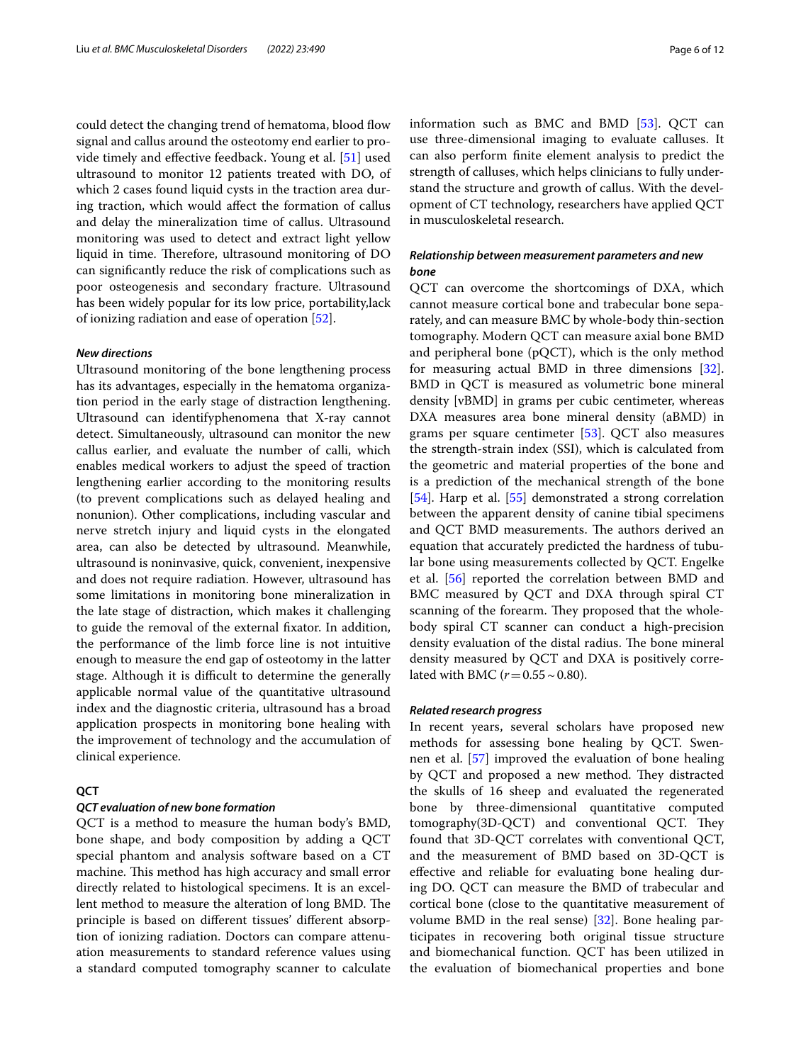could detect the changing trend of hematoma, blood flow signal and callus around the osteotomy end earlier to provide timely and effective feedback. Young et al. [51] used ultrasound to monitor 12 patients treated with DO, of which 2 cases found liquid cysts in the traction area during traction, which would affect the formation of callus and delay the mineralization time of callus. Ultrasound monitoring was used to detect and extract light yellow liquid in time. Therefore, ultrasound monitoring of DO can significantly reduce the risk of complications such as poor osteogenesis and secondary fracture. Ultrasound has been widely popular for its low price, portability,lack of ionizing radiation and ease of operation [52].

#### *New directions*

Ultrasound monitoring of the bone lengthening process has its advantages, especially in the hematoma organization period in the early stage of distraction lengthening. Ultrasound can identifyphenomena that X-ray cannot detect. Simultaneously, ultrasound can monitor the new callus earlier, and evaluate the number of calli, which enables medical workers to adjust the speed of traction lengthening earlier according to the monitoring results (to prevent complications such as delayed healing and nonunion). Other complications, including vascular and nerve stretch injury and liquid cysts in the elongated area, can also be detected by ultrasound. Meanwhile, ultrasound is noninvasive, quick, convenient, inexpensive and does not require radiation. However, ultrasound has some limitations in monitoring bone mineralization in the late stage of distraction, which makes it challenging to guide the removal of the external fixator. In addition, the performance of the limb force line is not intuitive enough to measure the end gap of osteotomy in the latter stage. Although it is difficult to determine the generally applicable normal value of the quantitative ultrasound index and the diagnostic criteria, ultrasound has a broad application prospects in monitoring bone healing with the improvement of technology and the accumulation of clinical experience.

### QCT

#### *QCT evaluation of new bone formation*

QCT is a method to measure the human body's BMD, bone shape, and body composition by adding a QCT special phantom and analysis software based on a CT machine. This method has high accuracy and small error directly related to histological specimens. It is an excellent method to measure the alteration of long BMD. The principle is based on different tissues' different absorption of ionizing radiation. Doctors can compare attenuation measurements to standard reference values using a standard computed tomography scanner to calculate information such as BMC and BMD [53]. QCT can use three-dimensional imaging to evaluate calluses. It can also perform finite element analysis to predict the strength of calluses, which helps clinicians to fully understand the structure and growth of callus. With the development of CT technology, researchers have applied QCT in musculoskeletal research.

#### *Relationship between measurement parameters and new bone*

QCT can overcome the shortcomings of DXA, which cannot measure cortical bone and trabecular bone separately, and can measure BMC by whole-body thin-section tomography. Modern QCT can measure axial bone BMD and peripheral bone (pQCT), which is the only method for measuring actual BMD in three dimensions [32]. BMD in QCT is measured as volumetric bone mineral density [vBMD] in grams per cubic centimeter, whereas DXA measures area bone mineral density (aBMD) in grams per square centimeter [53]. QCT also measures the strength-strain index (SSI), which is calculated from the geometric and material properties of the bone and is a prediction of the mechanical strength of the bone [54]. Harp et al. [55] demonstrated a strong correlation between the apparent density of canine tibial specimens and QCT BMD measurements. The authors derived an equation that accurately predicted the hardness of tubular bone using measurements collected by QCT. Engelke et al. [56] reported the correlation between BMD and BMC measured by QCT and DXA through spiral CT scanning of the forearm. They proposed that the whole-body spiral CT scanner can conduct a high-precision density evaluation of the distal radius. The bone mineral density measured by QCT and DXA is positively correlated with BMC ($r = 0.55 \sim 0.80$).

#### *Related research progress*

In recent years, several scholars have proposed new methods for assessing bone healing by QCT. Swennen et al. [57] improved the evaluation of bone healing by QCT and proposed a new method. They distracted the skulls of 16 sheep and evaluated the regenerated bone by three-dimensional quantitative computed tomography(3D-QCT) and conventional QCT. They found that 3D-QCT correlates with conventional QCT, and the measurement of BMD based on 3D-QCT is effective and reliable for evaluating bone healing during DO. QCT can measure the BMD of trabecular and cortical bone (close to the quantitative measurement of volume BMD in the real sense) [32]. Bone healing participates in recovering both original tissue structure and biomechanical function. QCT has been utilized in the evaluation of biomechanical properties and bone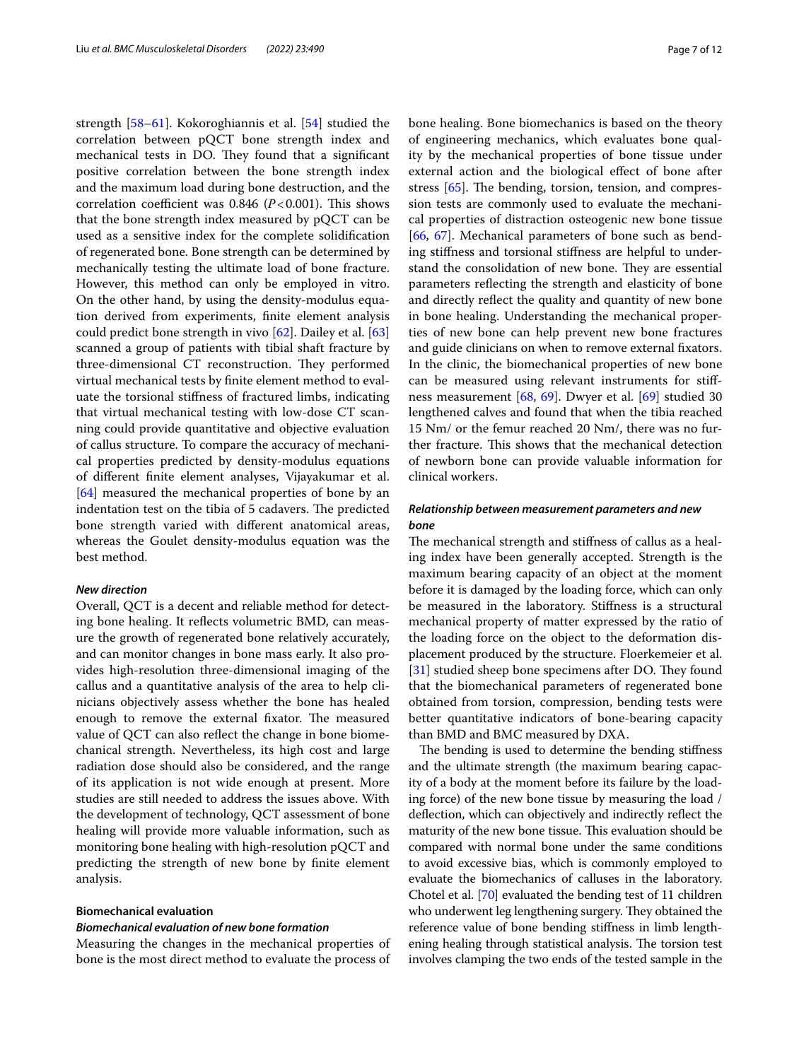strength [58–61]. Kokoroghiannis et al. [54] studied the correlation between pQCT bone strength index and mechanical tests in DO. They found that a significant positive correlation between the bone strength index and the maximum load during bone destruction, and the correlation coefficient was 0.846 ($P < 0.001$). This shows that the bone strength index measured by pQCT can be used as a sensitive index for the complete solidification of regenerated bone. Bone strength can be determined by mechanically testing the ultimate load of bone fracture. However, this method can only be employed in vitro. On the other hand, by using the density-modulus equation derived from experiments, finite element analysis could predict bone strength in vivo [62]. Dailey et al. [63] scanned a group of patients with tibial shaft fracture by three-dimensional CT reconstruction. They performed virtual mechanical tests by finite element method to evaluate the torsional stiffness of fractured limbs, indicating that virtual mechanical testing with low-dose CT scanning could provide quantitative and objective evaluation of callus structure. To compare the accuracy of mechanical properties predicted by density-modulus equations of different finite element analyses, Vijayakumar et al. [64] measured the mechanical properties of bone by an indentation test on the tibia of 5 cadavers. The predicted bone strength varied with different anatomical areas, whereas the Goulet density-modulus equation was the best method.

#### New direction

Overall, QCT is a decent and reliable method for detecting bone healing. It reflects volumetric BMD, can measure the growth of regenerated bone relatively accurately, and can monitor changes in bone mass early. It also provides high-resolution three-dimensional imaging of the callus and a quantitative analysis of the area to help clinicians objectively assess whether the bone has healed enough to remove the external fixator. The measured value of QCT can also reflect the change in bone biomechanical strength. Nevertheless, its high cost and large radiation dose should also be considered, and the range of its application is not wide enough at present. More studies are still needed to address the issues above. With the development of technology, QCT assessment of bone healing will provide more valuable information, such as monitoring bone healing with high-resolution pQCT and predicting the strength of new bone by finite element analysis.

### Biomechanical evaluation

#### Biomechanical evaluation of new bone formation

Measuring the changes in the mechanical properties of bone is the most direct method to evaluate the process of bone healing. Bone biomechanics is based on the theory of engineering mechanics, which evaluates bone quality by the mechanical properties of bone tissue under external action and the biological effect of bone after stress [65]. The bending, torsion, tension, and compression tests are commonly used to evaluate the mechanical properties of distraction osteogenic new bone tissue [66, 67]. Mechanical parameters of bone such as bending stiffness and torsional stiffness are helpful to understand the consolidation of new bone. They are essential parameters reflecting the strength and elasticity of bone and directly reflect the quality and quantity of new bone in bone healing. Understanding the mechanical properties of new bone can help prevent new bone fractures and guide clinicians on when to remove external fixators. In the clinic, the biomechanical properties of new bone can be measured using relevant instruments for stiffness measurement [68, 69]. Dwyer et al. [69] studied 30 lengthened calves and found that when the tibia reached 15 Nm/ or the femur reached 20 Nm/, there was no further fracture. This shows that the mechanical detection of newborn bone can provide valuable information for clinical workers.

#### Relationship between measurement parameters and new bone

The mechanical strength and stiffness of callus as a healing index have been generally accepted. Strength is the maximum bearing capacity of an object at the moment before it is damaged by the loading force, which can only be measured in the laboratory. Stiffness is a structural mechanical property of matter expressed by the ratio of the loading force on the object to the deformation displacement produced by the structure. Floerkemeier et al. [31] studied sheep bone specimens after DO. They found that the biomechanical parameters of regenerated bone obtained from torsion, compression, bending tests were better quantitative indicators of bone-bearing capacity than BMD and BMC measured by DXA.

The bending is used to determine the bending stiffness and the ultimate strength (the maximum bearing capacity of a body at the moment before its failure by the loading force) of the new bone tissue by measuring the load / deflection, which can objectively and indirectly reflect the maturity of the new bone tissue. This evaluation should be compared with normal bone under the same conditions to avoid excessive bias, which is commonly employed to evaluate the biomechanics of calluses in the laboratory. Chotel et al. [70] evaluated the bending test of 11 children who underwent leg lengthening surgery. They obtained the reference value of bone bending stiffness in limb lengthening healing through statistical analysis. The torsion test involves clamping the two ends of the tested sample in the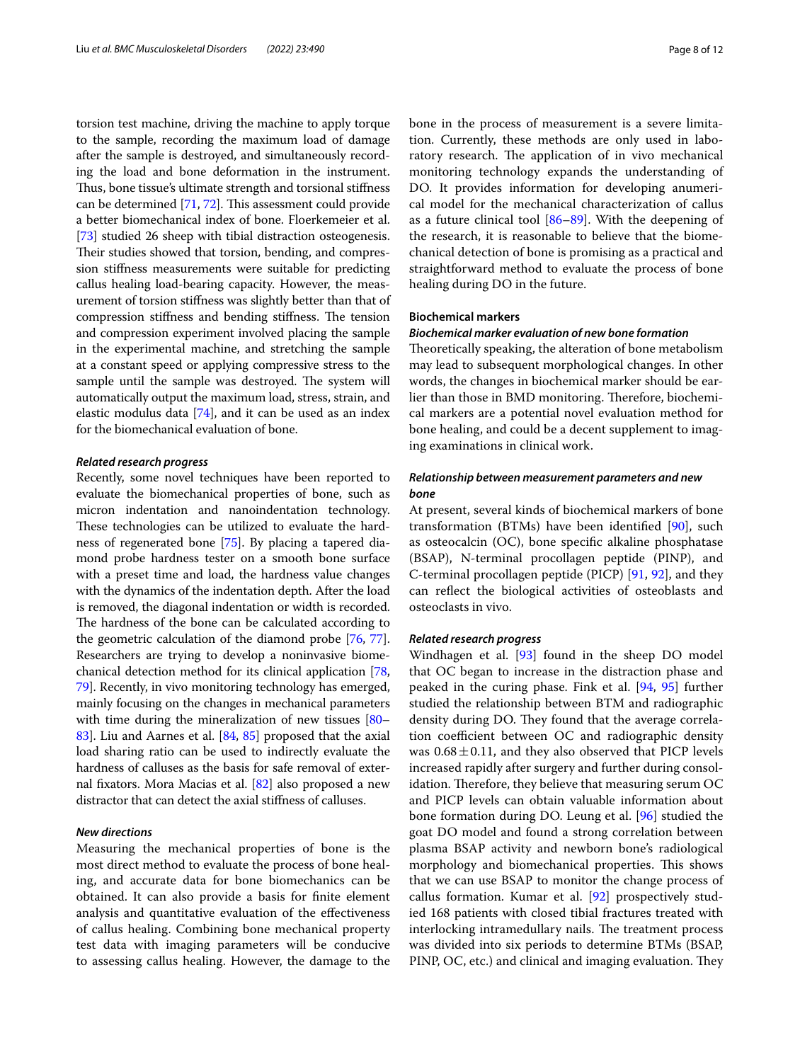torsion test machine, driving the machine to apply torque to the sample, recording the maximum load of damage after the sample is destroyed, and simultaneously recording the load and bone deformation in the instrument. Thus, bone tissue's ultimate strength and torsional stiffness can be determined [71, 72]. This assessment could provide a better biomechanical index of bone. Floerkemeier et al. [73] studied 26 sheep with tibial distraction osteogenesis. Their studies showed that torsion, bending, and compression stiffness measurements were suitable for predicting callus healing load-bearing capacity. However, the measurement of torsion stiffness was slightly better than that of compression stiffness and bending stiffness. The tension and compression experiment involved placing the sample in the experimental machine, and stretching the sample at a constant speed or applying compressive stress to the sample until the sample was destroyed. The system will automatically output the maximum load, stress, strain, and elastic modulus data [74], and it can be used as an index for the biomechanical evaluation of bone.

#### *Related research progress*

Recently, some novel techniques have been reported to evaluate the biomechanical properties of bone, such as micron indentation and nanoindentation technology. These technologies can be utilized to evaluate the hardness of regenerated bone [75]. By placing a tapered diamond probe hardness tester on a smooth bone surface with a preset time and load, the hardness value changes with the dynamics of the indentation depth. After the load is removed, the diagonal indentation or width is recorded. The hardness of the bone can be calculated according to the geometric calculation of the diamond probe [76, 77]. Researchers are trying to develop a noninvasive biomechanical detection method for its clinical application [78, 79]. Recently, in vivo monitoring technology has emerged, mainly focusing on the changes in mechanical parameters with time during the mineralization of new tissues [80–83]. Liu and Aarnes et al. [84, 85] proposed that the axial load sharing ratio can be used to indirectly evaluate the hardness of calluses as the basis for safe removal of external fixators. Mora Macias et al. [82] also proposed a new distractor that can detect the axial stiffness of calluses.

#### *New directions*

Measuring the mechanical properties of bone is the most direct method to evaluate the process of bone healing, and accurate data for bone biomechanics can be obtained. It can also provide a basis for finite element analysis and quantitative evaluation of the effectiveness of callus healing. Combining bone mechanical property test data with imaging parameters will be conducive to assessing callus healing. However, the damage to the bone in the process of measurement is a severe limitation. Currently, these methods are only used in laboratory research. The application of in vivo mechanical monitoring technology expands the understanding of DO. It provides information for developing anumerical model for the mechanical characterization of callus as a future clinical tool [86–89]. With the deepening of the research, it is reasonable to believe that the biomechanical detection of bone is promising as a practical and straightforward method to evaluate the process of bone healing during DO in the future.

### Biochemical markers

#### *Biochemical marker evaluation of new bone formation*

Theoretically speaking, the alteration of bone metabolism may lead to subsequent morphological changes. In other words, the changes in biochemical marker should be earlier than those in BMD monitoring. Therefore, biochemical markers are a potential novel evaluation method for bone healing, and could be a decent supplement to imaging examinations in clinical work.

#### *Relationship between measurement parameters and new bone*

At present, several kinds of biochemical markers of bone transformation (BTMs) have been identified [90], such as osteocalcin (OC), bone specific alkaline phosphatase (BSAP), N-terminal procollagen peptide (PINP), and C-terminal procollagen peptide (PICP) [91, 92], and they can reflect the biological activities of osteoblasts and osteoclasts in vivo.

#### *Related research progress*

Windhagen et al. [93] found in the sheep DO model that OC began to increase in the distraction phase and peaked in the curing phase. Fink et al. [94, 95] further studied the relationship between BTM and radiographic density during DO. They found that the average correlation coefficient between OC and radiographic density was $0.68 \pm 0.11$, and they also observed that PICP levels increased rapidly after surgery and further during consolidation. Therefore, they believe that measuring serum OC and PICP levels can obtain valuable information about bone formation during DO. Leung et al. [96] studied the goat DO model and found a strong correlation between plasma BSAP activity and newborn bone's radiological morphology and biomechanical properties. This shows that we can use BSAP to monitor the change process of callus formation. Kumar et al. [92] prospectively studied 168 patients with closed tibial fractures treated with interlocking intramedullary nails. The treatment process was divided into six periods to determine BTMs (BSAP, PINP, OC, etc.) and clinical and imaging evaluation. They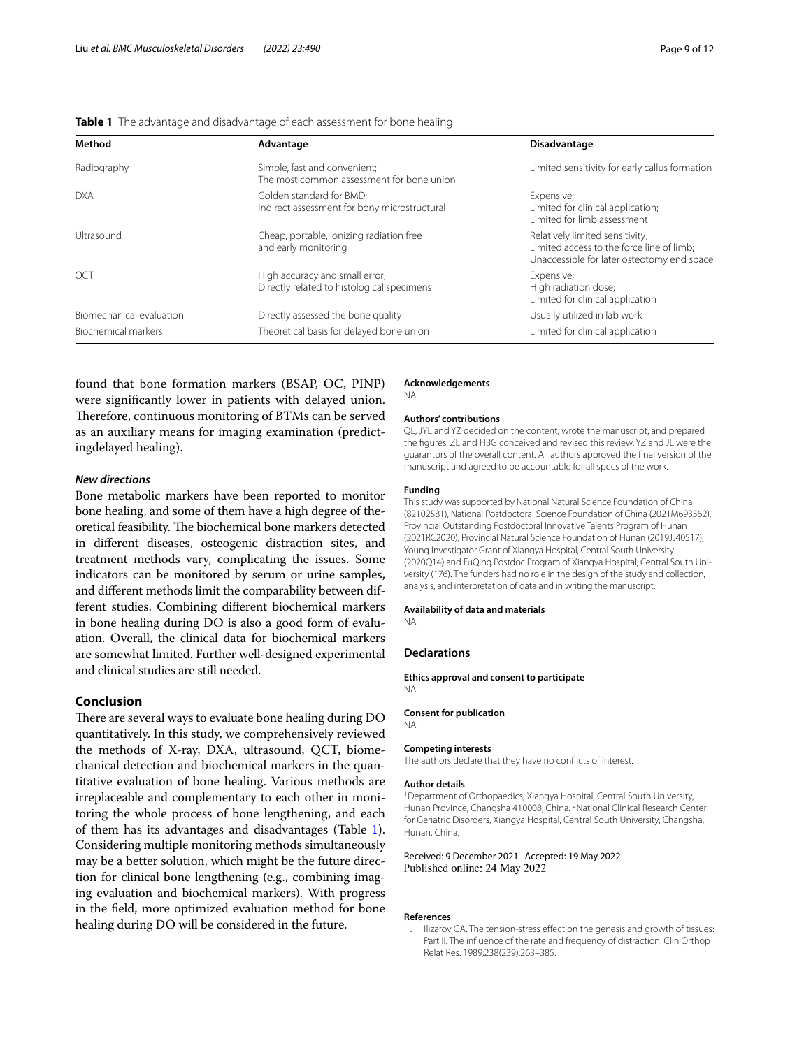**Table 1** The advantage and disadvantage of each assessment for bone healing

| Method | Advantage | Disadvantage |
| --- | --- | --- |
| Radiography | Simple, fast and convenient; The most common assessment for bone union | Limited sensitivity for early callus formation |
| DXA | Golden standard for BMD; Indirect assessment for bony microstructural | Expensive; Limited for clinical application; Limited for limb assessment |
| Ultrasound | Cheap, portable, ionizing radiation free and early monitoring | Relatively limited sensitivity; Limited access to the force line of limb; Unaccessible for later osteotomy end space |
| QCT | High accuracy and small error; Directly related to histological specimens | Expensive; High radiation dose; Limited for clinical application |
| Biomechanical evaluation | Directly assessed the bone quality | Usually utilized in lab work |
| Biochemical markers | Theoretical basis for delayed bone union | Limited for clinical application |

found that bone formation markers (BSAP, OC, PINP) were significantly lower in patients with delayed union. Therefore, continuous monitoring of BTMs can be served as an auxiliary means for imaging examination (predictingdelayed healing).

### *New directions*

Bone metabolic markers have been reported to monitor bone healing, and some of them have a high degree of theoretical feasibility. The biochemical bone markers detected in different diseases, osteogenic distraction sites, and treatment methods vary, complicating the issues. Some indicators can be monitored by serum or urine samples, and different methods limit the comparability between different studies. Combining different biochemical markers in bone healing during DO is also a good form of evaluation. Overall, the clinical data for biochemical markers are somewhat limited. Further well-designed experimental and clinical studies are still needed.

## Conclusion

There are several ways to evaluate bone healing during DO quantitatively. In this study, we comprehensively reviewed the methods of X-ray, DXA, ultrasound, QCT, biomechanical detection and biochemical markers in the quantitative evaluation of bone healing. Various methods are irreplaceable and complementary to each other in monitoring the whole process of bone lengthening, and each of them has its advantages and disadvantages (Table 1). Considering multiple monitoring methods simultaneously may be a better solution, which might be the future direction for clinical bone lengthening (e.g., combining imaging evaluation and biochemical markers). With progress in the field, more optimized evaluation method for bone healing during DO will be considered in the future.

**Acknowledgements**

NA

**Authors' contributions**

QL, JYL and YZ decided on the content, wrote the manuscript, and prepared the figures. ZL and HBG conceived and revised this review. YZ and JL were the guarantors of the overall content. All authors approved the final version of the manuscript and agreed to be accountable for all specs of the work.

**Funding**

This study was supported by National Natural Science Foundation of China (82102581), National Postdoctoral Science Foundation of China (2021M693562), Provincial Outstanding Postdoctoral Innovative Talents Program of Hunan (2021RC2020), Provincial Natural Science Foundation of Hunan (2019JJ40517), Young Investigator Grant of Xiangya Hospital, Central South University (2020Q14) and FuQing Postdoc Program of Xiangya Hospital, Central South University (176). The funders had no role in the design of the study and collection, analysis, and interpretation of data and in writing the manuscript.

**Availability of data and materials**

NA.

## Declarations

**Ethics approval and consent to participate**

NA.

**Consent for publication**

NA.

**Competing interests**

The authors declare that they have no conflicts of interest.

**Author details**

[1]Department of Orthopaedics, Xiangya Hospital, Central South University, Hunan Province, Changsha 410008, China. [2]National Clinical Research Center for Geriatric Disorders, Xiangya Hospital, Central South University, Changsha, Hunan, China.

Received: 9 December 2021 Accepted: 19 May 2022
Published online: 24 May 2022

## References

1. Ilizarov GA. The tension-stress effect on the genesis and growth of tissues: Part II. The influence of the rate and frequency of distraction. Clin Orthop Relat Res. 1989;238(239):263–385.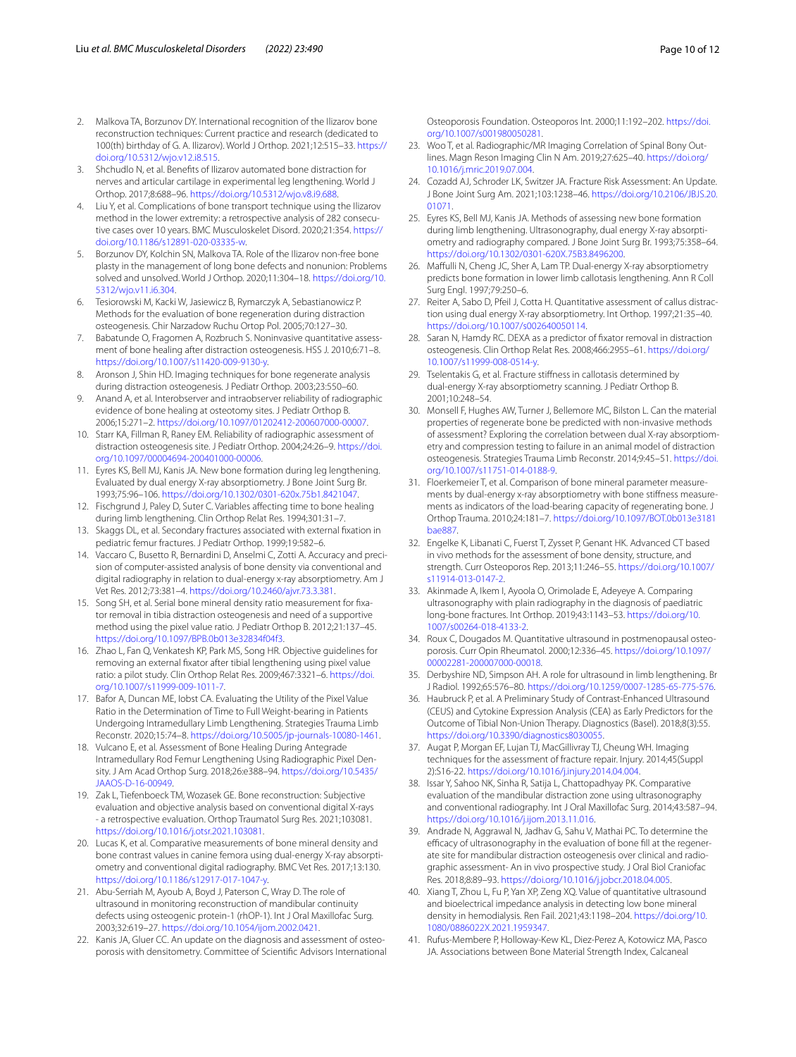2. Malkova TA, Borzunov DY. International recognition of the Ilizarov bone reconstruction techniques: Current practice and research (dedicated to 100(th) birthday of G. A. Ilizarov). World J Orthop. 2021;12:515–33. https://doi.org/10.5312/wjo.v12.i8.515.
3. Shchudlo N, et al. Benefits of Ilizarov automated bone distraction for nerves and articular cartilage in experimental leg lengthening. World J Orthop. 2017;8:688–96. https://doi.org/10.5312/wjo.v8.i9.688.
4. Liu Y, et al. Complications of bone transport technique using the Ilizarov method in the lower extremity: a retrospective analysis of 282 consecutive cases over 10 years. BMC Musculoskelet Disord. 2020;21:354. https://doi.org/10.1186/s12891-020-03335-w.
5. Borzunov DY, Kolchin SN, Malkova TA. Role of the Ilizarov non-free bone plasty in the management of long bone defects and nonunion: Problems solved and unsolved. World J Orthop. 2020;11:304–18. https://doi.org/10.5312/wjo.v11.i6.304.
6. Tesiorowski M, Kacki W, Jasiewicz B, Rymarczyk A, Sebastianowicz P. Methods for the evaluation of bone regeneration during distraction osteogenesis. Chir Narzadow Ruchu Ortop Pol. 2005;70:127–30.
7. Babatunde O, Fragomen A, Rozbruch S. Noninvasive quantitative assessment of bone healing after distraction osteogenesis. HSS J. 2010;6:71–8. https://doi.org/10.1007/s11420-009-9130-y.
8. Aronson J, Shin HD. Imaging techniques for bone regenerate analysis during distraction osteogenesis. J Pediatr Orthop. 2003;23:550–60.
9. Anand A, et al. Interobserver and intraobserver reliability of radiographic evidence of bone healing at osteotomy sites. J Pediatr Orthop B. 2006;15:271–2. https://doi.org/10.1097/01202412-200607000-00007.
10. Starr KA, Fillman R, Raney EM. Reliability of radiographic assessment of distraction osteogenesis site. J Pediatr Orthop. 2004;24:26–9. https://doi.org/10.1097/00004694-200401000-00006.
11. Eyres KS, Bell MJ, Kanis JA. New bone formation during leg lengthening. Evaluated by dual energy X-ray absorptiometry. J Bone Joint Surg Br. 1993;75:96–106. https://doi.org/10.1302/0301-620x.75b1.8421047.
12. Fischgrund J, Paley D, Suter C. Variables affecting time to bone healing during limb lengthening. Clin Orthop Relat Res. 1994;301:31–7.
13. Skaggs DL, et al. Secondary fractures associated with external fixation in pediatric femur fractures. J Pediatr Orthop. 1999;19:582–6.
14. Vaccaro C, Busetto R, Bernardini D, Anselmi C, Zotti A. Accuracy and precision of computer-assisted analysis of bone density via conventional and digital radiography in relation to dual-energy x-ray absorptiometry. Am J Vet Res. 2012;73:381–4. https://doi.org/10.2460/ajvr.73.3.381.
15. Song SH, et al. Serial bone mineral density ratio measurement for fixator removal in tibia distraction osteogenesis and need of a supportive method using the pixel value ratio. J Pediatr Orthop B. 2012;21:137–45. https://doi.org/10.1097/BPB.0b013e32834f04f3.
16. Zhao L, Fan Q, Venkatesh KP, Park MS, Song HR. Objective guidelines for removing an external fixator after tibial lengthening using pixel value ratio: a pilot study. Clin Orthop Relat Res. 2009;467:3321–6. https://doi.org/10.1007/s11999-009-1011-7.
17. Bafor A, Duncan ME, Iobst CA. Evaluating the Utility of the Pixel Value Ratio in the Determination of Time to Full Weight-bearing in Patients Undergoing Intramedullary Limb Lengthening. Strategies Trauma Limb Reconstr. 2020;15:74–8. https://doi.org/10.5005/jp-journals-10080-1461.
18. Vulcano E, et al. Assessment of Bone Healing During Antegrade Intramedullary Rod Femur Lengthening Using Radiographic Pixel Density. J Am Acad Orthop Surg. 2018;26:e388–94. https://doi.org/10.5435/JAAOS-D-16-00949.
19. Zak L, Tiefenboeck TM, Wozasek GE. Bone reconstruction: Subjective evaluation and objective analysis based on conventional digital X-rays - a retrospective evaluation. Orthop Traumatol Surg Res. 2021;103081. https://doi.org/10.1016/j.otsr.2021.103081.
20. Lucas K, et al. Comparative measurements of bone mineral density and bone contrast values in canine femora using dual-energy X-ray absorptiometry and conventional digital radiography. BMC Vet Res. 2017;13:130. https://doi.org/10.1186/s12917-017-1047-y.
21. Abu-Serriah M, Ayoub A, Boyd J, Paterson C, Wray D. The role of ultrasound in monitoring reconstruction of mandibular continuity defects using osteogenic protein-1 (rhOP-1). Int J Oral Maxillofac Surg. 2003;32:619–27. https://doi.org/10.1054/ijom.2002.0421.
22. Kanis JA, Gluer CC. An update on the diagnosis and assessment of osteoporosis with densitometry. Committee of Scientific Advisors International Osteoporosis Foundation. Osteoporos Int. 2000;11:192–202. https://doi.org/10.1007/s001980050281.
23. Woo T, et al. Radiographic/MR Imaging Correlation of Spinal Bony Outlines. Magn Reson Imaging Clin N Am. 2019;27:625–40. https://doi.org/10.1016/j.mric.2019.07.004.
24. Cozadd AJ, Schroder LK, Switzer JA. Fracture Risk Assessment: An Update. J Bone Joint Surg Am. 2021;103:1238–46. https://doi.org/10.2106/JBJS.20.01071.
25. Eyres KS, Bell MJ, Kanis JA. Methods of assessing new bone formation during limb lengthening. Ultrasonography, dual energy X-ray absorptiometry and radiography compared. J Bone Joint Surg Br. 1993;75:358–64. https://doi.org/10.1302/0301-620X.75B3.8496200.
26. Maffulli N, Cheng JC, Sher A, Lam TP. Dual-energy X-ray absorptiometry predicts bone formation in lower limb callotasis lengthening. Ann R Coll Surg Engl. 1997;79:250–6.
27. Reiter A, Sabo D, Pfeil J, Cotta H. Quantitative assessment of callus distraction using dual energy X-ray absorptiometry. Int Orthop. 1997;21:35–40. https://doi.org/10.1007/s002640050114.
28. Saran N, Hamdy RC. DEXA as a predictor of fixator removal in distraction osteogenesis. Clin Orthop Relat Res. 2008;466:2955–61. https://doi.org/10.1007/s11999-008-0514-y.
29. Tselentakis G, et al. Fracture stiffness in callotasis determined by dual-energy X-ray absorptiometry scanning. J Pediatr Orthop B. 2001;10:248–54.
30. Monsell F, Hughes AW, Turner J, Bellemore MC, Bilston L. Can the material properties of regenerate bone be predicted with non-invasive methods of assessment? Exploring the correlation between dual X-ray absorptiometry and compression testing to failure in an animal model of distraction osteogenesis. Strategies Trauma Limb Reconstr. 2014;9:45–51. https://doi.org/10.1007/s11751-014-0188-9.
31. Floerkemeier T, et al. Comparison of bone mineral parameter measurements by dual-energy x-ray absorptiometry with bone stiffness measurements as indicators of the load-bearing capacity of regenerating bone. J Orthop Trauma. 2010;24:181–7. https://doi.org/10.1097/BOT.0b013e3181bae887.
32. Engelke K, Libanati C, Fuerst T, Zysset P, Genant HK. Advanced CT based in vivo methods for the assessment of bone density, structure, and strength. Curr Osteoporos Rep. 2013;11:246–55. https://doi.org/10.1007/s11914-013-0147-2.
33. Akinmade A, Ikem I, Ayoola O, Orimolade E, Adeyeye A. Comparing ultrasonography with plain radiography in the diagnosis of paediatric long-bone fractures. Int Orthop. 2019;43:1143–53. https://doi.org/10.1007/s00264-018-4133-2.
34. Roux C, Dougados M. Quantitative ultrasound in postmenopausal osteoporosis. Curr Opin Rheumatol. 2000;12:336–45. https://doi.org/10.1097/00002281-200007000-00018.
35. Derbyshire ND, Simpson AH. A role for ultrasound in limb lengthening. Br J Radiol. 1992;65:576–80. https://doi.org/10.1259/0007-1285-65-775-576.
36. Haubruck P, et al. A Preliminary Study of Contrast-Enhanced Ultrasound (CEUS) and Cytokine Expression Analysis (CEA) as Early Predictors for the Outcome of Tibial Non-Union Therapy. Diagnostics (Basel). 2018;8(3):55. https://doi.org/10.3390/diagnostics8030055.
37. Augat P, Morgan EF, Lujan TJ, MacGillivray TJ, Cheung WH. Imaging techniques for the assessment of fracture repair. Injury. 2014;45(Suppl 2):S16-22. https://doi.org/10.1016/j.injury.2014.04.004.
38. Issar Y, Sahoo NK, Sinha R, Satija L, Chattopadhyay PK. Comparative evaluation of the mandibular distraction zone using ultrasonography and conventional radiography. Int J Oral Maxillofac Surg. 2014;43:587–94. https://doi.org/10.1016/j.ijom.2013.11.016.
39. Andrade N, Aggrawal N, Jadhav G, Sahu V, Mathai PC. To determine the efficacy of ultrasonography in the evaluation of bone fill at the regenerate site for mandibular distraction osteogenesis over clinical and radiographic assessment- An in vivo prospective study. J Oral Biol Craniofac Res. 2018;8:89–93. https://doi.org/10.1016/j.jobcr.2018.04.005.
40. Xiang T, Zhou L, Fu P, Yan XP, Zeng XQ. Value of quantitative ultrasound and bioelectrical impedance analysis in detecting low bone mineral density in hemodialysis. Ren Fail. 2021;43:1198–204. https://doi.org/10.1080/0886022X.2021.1959347.
41. Rufus-Membere P, Holloway-Kew KL, Diez-Perez A, Kotowicz MA, Pasco JA. Associations between Bone Material Strength Index, Calcaneal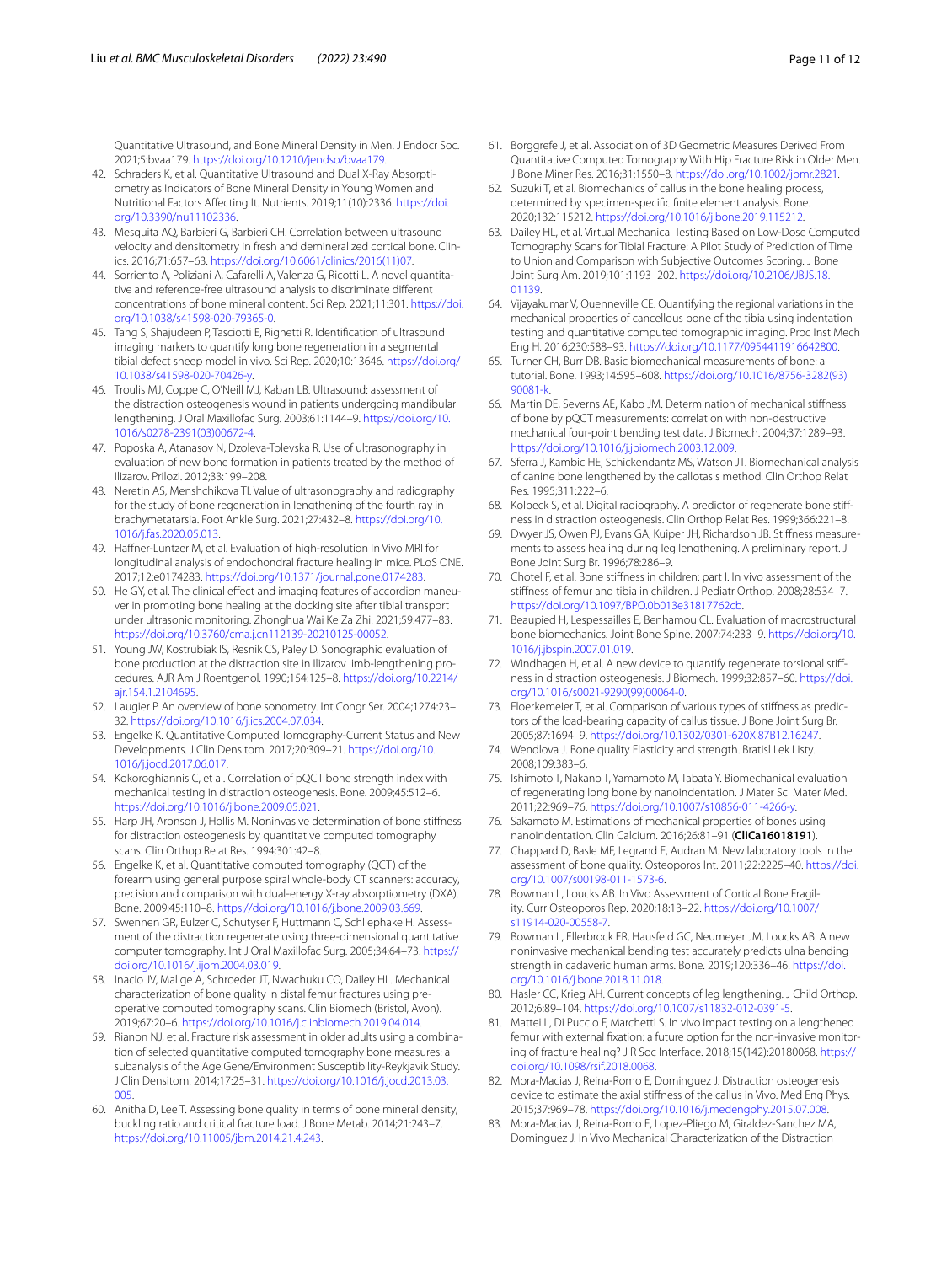Quantitative Ultrasound, and Bone Mineral Density in Men. J Endocr Soc. 2021;5:bvaa179. https://doi.org/10.1210/jendso/bvaa179.

42. Schraders K, et al. Quantitative Ultrasound and Dual X-Ray Absorptiometry as Indicators of Bone Mineral Density in Young Women and Nutritional Factors Affecting It. Nutrients. 2019;11(10):2336. https://doi.org/10.3390/nu11102336.
43. Mesquita AQ, Barbieri G, Barbieri CH. Correlation between ultrasound velocity and densitometry in fresh and demineralized cortical bone. Clinics. 2016;71:657–63. https://doi.org/10.6061/clinics/2016(11)07.
44. Sorriento A, Poliziani A, Cafarelli A, Valenza G, Ricotti L. A novel quantitative and reference-free ultrasound analysis to discriminate different concentrations of bone mineral content. Sci Rep. 2021;11:301. https://doi.org/10.1038/s41598-020-79365-0.
45. Tang S, Shajudeen P, Tasciotti E, Righetti R. Identification of ultrasound imaging markers to quantify long bone regeneration in a segmental tibial defect sheep model in vivo. Sci Rep. 2020;10:13646. https://doi.org/10.1038/s41598-020-70426-y.
46. Troulis MJ, Coppe C, O'Neill MJ, Kaban LB. Ultrasound: assessment of the distraction osteogenesis wound in patients undergoing mandibular lengthening. J Oral Maxillofac Surg. 2003;61:1144–9. https://doi.org/10.1016/s0278-2391(03)00672-4.
47. Poposka A, Atanasov N, Dzoleva-Tolevska R. Use of ultrasonography in evaluation of new bone formation in patients treated by the method of Ilizarov. Prilozi. 2012;33:199–208.
48. Neretin AS, Menshchikova TI. Value of ultrasonography and radiography for the study of bone regeneration in lengthening of the fourth ray in brachymetatarsia. Foot Ankle Surg. 2021;27:432–8. https://doi.org/10.1016/j.fas.2020.05.013.
49. Haffner-Luntzer M, et al. Evaluation of high-resolution In Vivo MRI for longitudinal analysis of endochondral fracture healing in mice. PLoS ONE. 2017;12:e0174283. https://doi.org/10.1371/journal.pone.0174283.
50. He GY, et al. The clinical effect and imaging features of accordion maneuver in promoting bone healing at the docking site after tibial transport under ultrasonic monitoring. Zhonghua Wai Ke Za Zhi. 2021;59:477–83. https://doi.org/10.3760/cma.j.cn112139-20210125-00052.
51. Young JW, Kostrubiak IS, Resnik CS, Paley D. Sonographic evaluation of bone production at the distraction site in Ilizarov limb-lengthening procedures. AJR Am J Roentgenol. 1990;154:125–8. https://doi.org/10.2214/ajr.154.1.2104695.
52. Laugier P. An overview of bone sonometry. Int Congr Ser. 2004;1274:23–32. https://doi.org/10.1016/j.ics.2004.07.034.
53. Engelke K. Quantitative Computed Tomography-Current Status and New Developments. J Clin Densitom. 2017;20:309–21. https://doi.org/10.1016/j.jocd.2017.06.017.
54. Kokoroghiannis C, et al. Correlation of pQCT bone strength index with mechanical testing in distraction osteogenesis. Bone. 2009;45:512–6. https://doi.org/10.1016/j.bone.2009.05.021.
55. Harp JH, Aronson J, Hollis M. Noninvasive determination of bone stiffness for distraction osteogenesis by quantitative computed tomography scans. Clin Orthop Relat Res. 1994;301:42–8.
56. Engelke K, et al. Quantitative computed tomography (QCT) of the forearm using general purpose spiral whole-body CT scanners: accuracy, precision and comparison with dual-energy X-ray absorptiometry (DXA). Bone. 2009;45:110–8. https://doi.org/10.1016/j.bone.2009.03.669.
57. Swennen GR, Eulzer C, Schutyser F, Huttmann C, Schliephake H. Assessment of the distraction regenerate using three-dimensional quantitative computer tomography. Int J Oral Maxillofac Surg. 2005;34:64–73. https://doi.org/10.1016/j.ijom.2004.03.019.
58. Inacio JV, Malige A, Schroeder JT, Nwachuku CO, Dailey HL. Mechanical characterization of bone quality in distal femur fractures using pre-operative computed tomography scans. Clin Biomech (Bristol, Avon). 2019;67:20–6. https://doi.org/10.1016/j.clinbiomech.2019.04.014.
59. Rianon NJ, et al. Fracture risk assessment in older adults using a combination of selected quantitative computed tomography bone measures: a subanalysis of the Age Gene/Environment Susceptibility-Reykjavik Study. J Clin Densitom. 2014;17:25–31. https://doi.org/10.1016/j.jocd.2013.03.005.
60. Anitha D, Lee T. Assessing bone quality in terms of bone mineral density, buckling ratio and critical fracture load. J Bone Metab. 2014;21:243–7. https://doi.org/10.11005/jbm.2014.21.4.243.
61. Borggrefe J, et al. Association of 3D Geometric Measures Derived From Quantitative Computed Tomography With Hip Fracture Risk in Older Men. J Bone Miner Res. 2016;31:1550–8. https://doi.org/10.1002/jbmr.2821.
62. Suzuki T, et al. Biomechanics of callus in the bone healing process, determined by specimen-specific finite element analysis. Bone. 2020;132:115212. https://doi.org/10.1016/j.bone.2019.115212.
63. Dailey HL, et al. Virtual Mechanical Testing Based on Low-Dose Computed Tomography Scans for Tibial Fracture: A Pilot Study of Prediction of Time to Union and Comparison with Subjective Outcomes Scoring. J Bone Joint Surg Am. 2019;101:1193–202. https://doi.org/10.2106/JBJS.18.01139.
64. Vijayakumar V, Quenneville CE. Quantifying the regional variations in the mechanical properties of cancellous bone of the tibia using indentation testing and quantitative computed tomographic imaging. Proc Inst Mech Eng H. 2016;230:588–93. https://doi.org/10.1177/0954411916642800.
65. Turner CH, Burr DB. Basic biomechanical measurements of bone: a tutorial. Bone. 1993;14:595–608. https://doi.org/10.1016/8756-3282(93)90081-k.
66. Martin DE, Severns AE, Kabo JM. Determination of mechanical stiffness of bone by pQCT measurements: correlation with non-destructive mechanical four-point bending test data. J Biomech. 2004;37:1289–93. https://doi.org/10.1016/j.jbiomech.2003.12.009.
67. Sferra J, Kambic HE, Schickendantz MS, Watson JT. Biomechanical analysis of canine bone lengthened by the callotasis method. Clin Orthop Relat Res. 1995;311:222–6.
68. Kolbeck S, et al. Digital radiography. A predictor of regenerate bone stiffness in distraction osteogenesis. Clin Orthop Relat Res. 1999;366:221–8.
69. Dwyer JS, Owen PJ, Evans GA, Kuiper JH, Richardson JB. Stiffness measurements to assess healing during leg lengthening. A preliminary report. J Bone Joint Surg Br. 1996;78:286–9.
70. Chotel F, et al. Bone stiffness in children: part I. In vivo assessment of the stiffness of femur and tibia in children. J Pediatr Orthop. 2008;28:534–7. https://doi.org/10.1097/BPO.0b013e31817762cb.
71. Beaupied H, Lespessailles E, Benhamou CL. Evaluation of macrostructural bone biomechanics. Joint Bone Spine. 2007;74:233–9. https://doi.org/10.1016/j.jbspin.2007.01.019.
72. Windhagen H, et al. A new device to quantify regenerate torsional stiffness in distraction osteogenesis. J Biomech. 1999;32:857–60. https://doi.org/10.1016/s0021-9290(99)00064-0.
73. Floerkemeier T, et al. Comparison of various types of stiffness as predictors of the load-bearing capacity of callus tissue. J Bone Joint Surg Br. 2005;87:1694–9. https://doi.org/10.1302/0301-620X.87B12.16247.
74. Wendlova J. Bone quality Elasticity and strength. Bratisl Lek Listy. 2008;109:383–6.
75. Ishimoto T, Nakano T, Yamamoto M, Tabata Y. Biomechanical evaluation of regenerating long bone by nanoindentation. J Mater Sci Mater Med. 2011;22:969–76. https://doi.org/10.1007/s10856-011-4266-y.
76. Sakamoto M. Estimations of mechanical properties of bones using nanoindentation. Clin Calcium. 2016;26:81–91 (**CliCa16018191**).
77. Chappard D, Basle MF, Legrand E, Audran M. New laboratory tools in the assessment of bone quality. Osteoporos Int. 2011;22:2225–40. https://doi.org/10.1007/s00198-011-1573-6.
78. Bowman L, Loucks AB. In Vivo Assessment of Cortical Bone Fragility. Curr Osteoporos Rep. 2020;18:13–22. https://doi.org/10.1007/s11914-020-00558-7.
79. Bowman L, Ellerbrock ER, Hausfeld GC, Neumeyer JM, Loucks AB. A new noninvasive mechanical bending test accurately predicts ulna bending strength in cadaveric human arms. Bone. 2019;120:336–46. https://doi.org/10.1016/j.bone.2018.11.018.
80. Hasler CC, Krieg AH. Current concepts of leg lengthening. J Child Orthop. 2012;6:89–104. https://doi.org/10.1007/s11832-012-0391-5.
81. Mattei L, Di Puccio F, Marchetti S. In vivo impact testing on a lengthened femur with external fixation: a future option for the non-invasive monitoring of fracture healing? J R Soc Interface. 2018;15(142):20180068. https://doi.org/10.1098/rsif.2018.0068.
82. Mora-Macias J, Reina-Romo E, Dominguez J. Distraction osteogenesis device to estimate the axial stiffness of the callus in Vivo. Med Eng Phys. 2015;37:969–78. https://doi.org/10.1016/j.medengphy.2015.07.008.
83. Mora-Macias J, Reina-Romo E, Lopez-Pliego M, Giraldez-Sanchez MA, Dominguez J. In Vivo Mechanical Characterization of the Distraction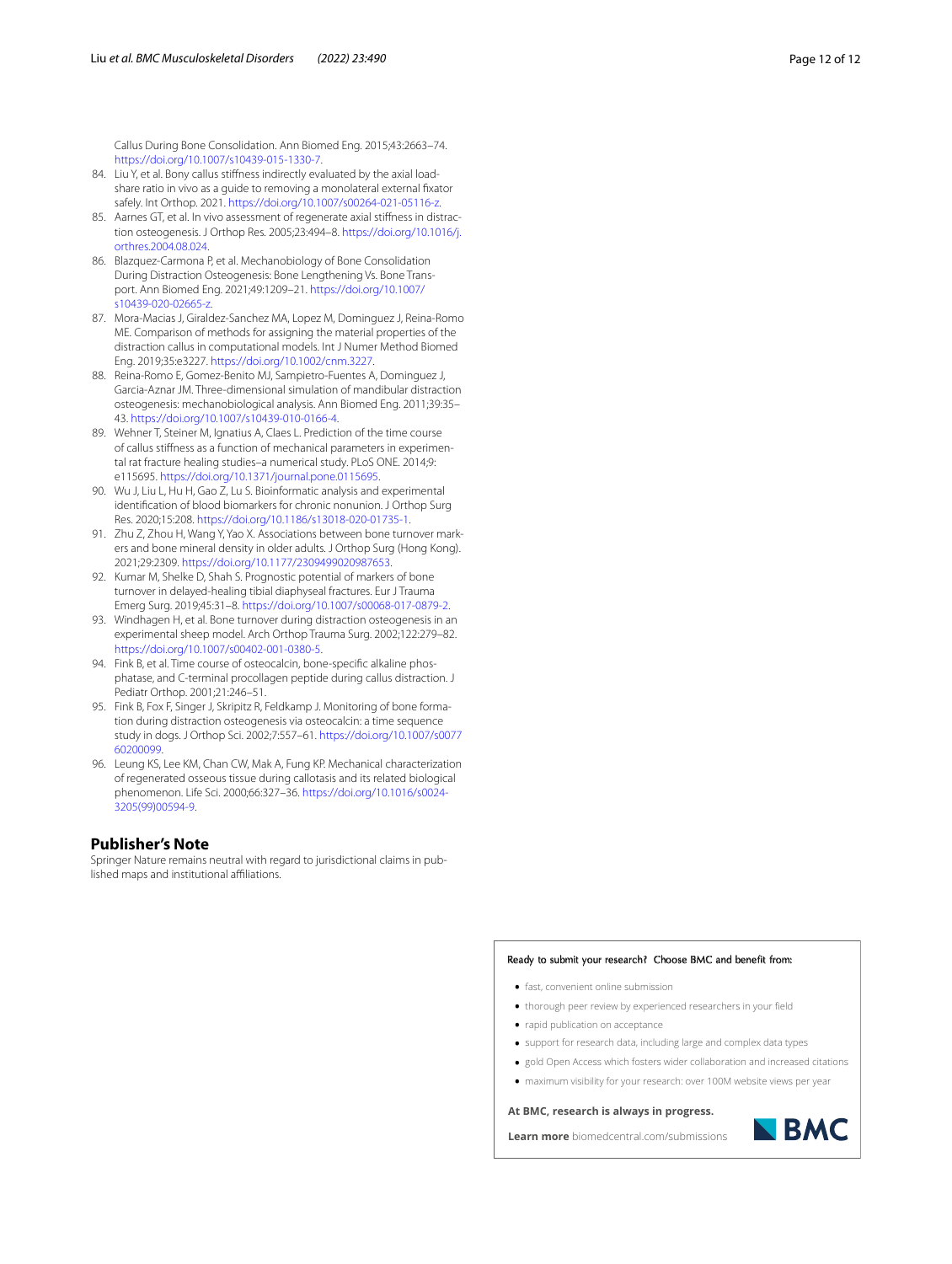Callus During Bone Consolidation. Ann Biomed Eng. 2015;43:2663–74. https://doi.org/10.1007/s10439-015-1330-7.

84. Liu Y, et al. Bony callus stiffness indirectly evaluated by the axial load-share ratio in vivo as a guide to removing a monolateral external fixator safely. Int Orthop. 2021. https://doi.org/10.1007/s00264-021-05116-z.
85. Aarnes GT, et al. In vivo assessment of regenerate axial stiffness in distraction osteogenesis. J Orthop Res. 2005;23:494–8. https://doi.org/10.1016/j.orthres.2004.08.024.
86. Blazquez-Carmona P, et al. Mechanobiology of Bone Consolidation During Distraction Osteogenesis: Bone Lengthening Vs. Bone Transport. Ann Biomed Eng. 2021;49:1209–21. https://doi.org/10.1007/s10439-020-02665-z.
87. Mora-Macias J, Giraldez-Sanchez MA, Lopez M, Dominguez J, Reina-Romo ME. Comparison of methods for assigning the material properties of the distraction callus in computational models. Int J Numer Method Biomed Eng. 2019;35:e3227. https://doi.org/10.1002/cnm.3227.
88. Reina-Romo E, Gomez-Benito MJ, Sampietro-Fuentes A, Dominguez J, Garcia-Aznar JM. Three-dimensional simulation of mandibular distraction osteogenesis: mechanobiological analysis. Ann Biomed Eng. 2011;39:35–43. https://doi.org/10.1007/s10439-010-0166-4.
89. Wehner T, Steiner M, Ignatius A, Claes L. Prediction of the time course of callus stiffness as a function of mechanical parameters in experimental rat fracture healing studies–a numerical study. PLoS ONE. 2014;9:e115695. https://doi.org/10.1371/journal.pone.0115695.
90. Wu J, Liu L, Hu H, Gao Z, Lu S. Bioinformatic analysis and experimental identification of blood biomarkers for chronic nonunion. J Orthop Surg Res. 2020;15:208. https://doi.org/10.1186/s13018-020-01735-1.
91. Zhu Z, Zhou H, Wang Y, Yao X. Associations between bone turnover markers and bone mineral density in older adults. J Orthop Surg (Hong Kong). 2021;29:2309. https://doi.org/10.1177/2309499020987653.
92. Kumar M, Shelke D, Shah S. Prognostic potential of markers of bone turnover in delayed-healing tibial diaphyseal fractures. Eur J Trauma Emerg Surg. 2019;45:31–8. https://doi.org/10.1007/s00068-017-0879-2.
93. Windhagen H, et al. Bone turnover during distraction osteogenesis in an experimental sheep model. Arch Orthop Trauma Surg. 2002;122:279–82. https://doi.org/10.1007/s00402-001-0380-5.
94. Fink B, et al. Time course of osteocalcin, bone-specific alkaline phosphatase, and C-terminal procollagen peptide during callus distraction. J Pediatr Orthop. 2001;21:246–51.
95. Fink B, Fox F, Singer J, Skripitz R, Feldkamp J. Monitoring of bone formation during distraction osteogenesis via osteocalcin: a time sequence study in dogs. J Orthop Sci. 2002;7:557–61. https://doi.org/10.1007/s007760200099.
96. Leung KS, Lee KM, Chan CW, Mak A, Fung KP. Mechanical characterization of regenerated osseous tissue during callotasis and its related biological phenomenon. Life Sci. 2000;66:327–36. https://doi.org/10.1016/s0024-3205(99)00594-9.

## Publisher's Note

Springer Nature remains neutral with regard to jurisdictional claims in published maps and institutional affiliations.

Ready to submit your research? Choose BMC and benefit from:

- fast, convenient online submission
- thorough peer review by experienced researchers in your field
- rapid publication on acceptance
- support for research data, including large and complex data types
- gold Open Access which fosters wider collaboration and increased citations
- maximum visibility for your research: over 100M website views per year

**At BMC, research is always in progress.**

**Learn more** biomedcentral.com/submissions

BMC